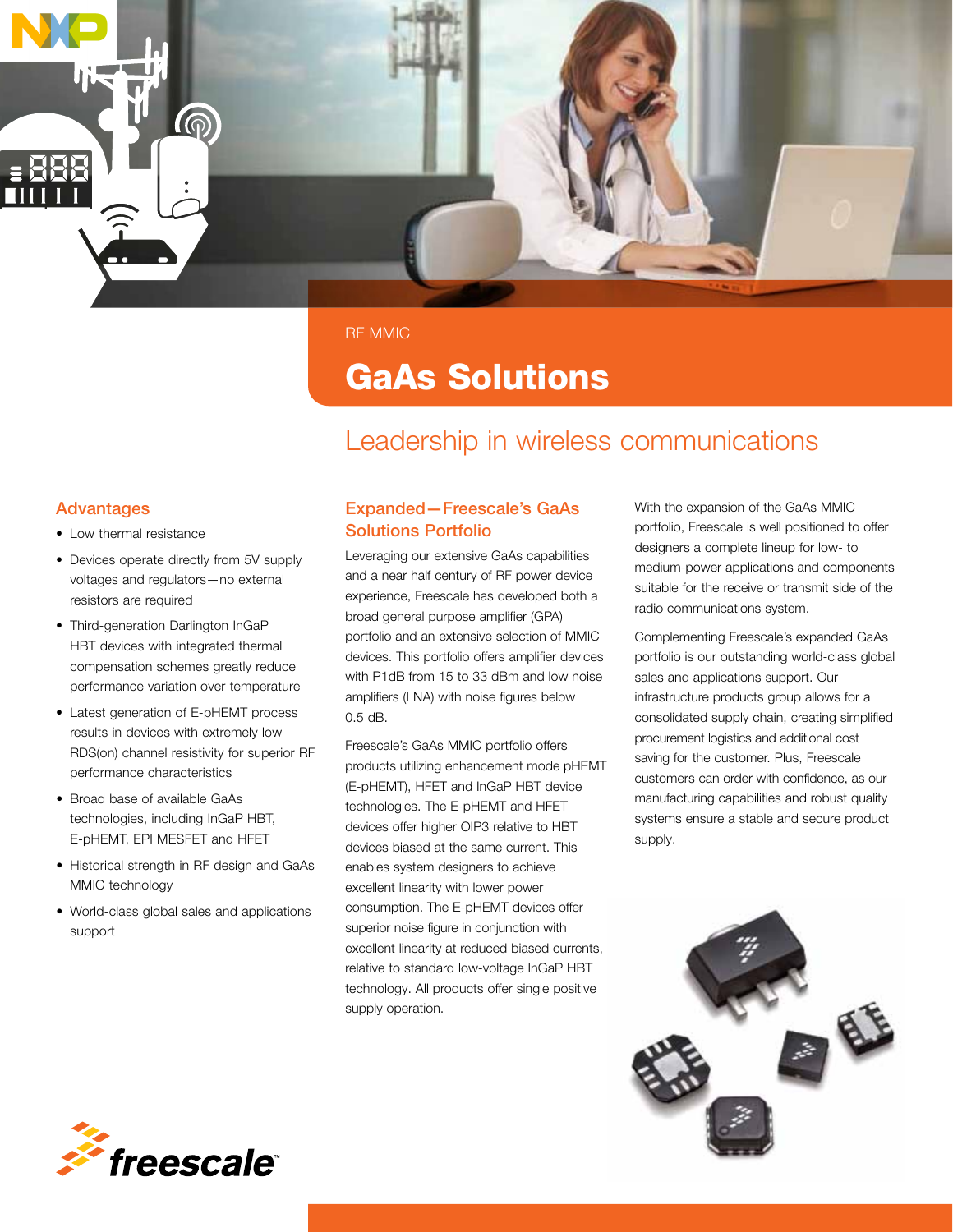RF MMIC

# GaAs Solutions

## Leadership in wireless communications

### Advantages

- Low thermal resistance
- Devices operate directly from 5V supply voltages and regulators—no external resistors are required
- Third-generation Darlington InGaP HBT devices with integrated thermal compensation schemes greatly reduce performance variation over temperature
- Latest generation of E-pHEMT process results in devices with extremely low RDS(on) channel resistivity for superior RF performance characteristics
- Broad base of available GaAs technologies, including InGaP HBT, E-pHEMT, EPI MESFET and HFET
- Historical strength in RF design and GaAs MMIC technology
- World-class global sales and applications support

### Expanded—Freescale's GaAs Solutions Portfolio

Leveraging our extensive GaAs capabilities and a near half century of RF power device experience, Freescale has developed both a broad general purpose amplifier (GPA) portfolio and an extensive selection of MMIC devices. This portfolio offers amplifier devices with P1dB from 15 to 33 dBm and low noise amplifiers (LNA) with noise figures below 0.5 dB.

Freescale's GaAs MMIC portfolio offers products utilizing enhancement mode pHEMT (E-pHEMT), HFET and InGaP HBT device technologies. The E-pHEMT and HFET devices offer higher OIP3 relative to HBT devices biased at the same current. This enables system designers to achieve excellent linearity with lower power consumption. The E-pHEMT devices offer superior noise figure in conjunction with excellent linearity at reduced biased currents, relative to standard low-voltage InGaP HBT technology. All products offer single positive supply operation.

With the expansion of the GaAs MMIC portfolio, Freescale is well positioned to offer designers a complete lineup for low- to medium-power applications and components suitable for the receive or transmit side of the radio communications system.

Complementing Freescale's expanded GaAs portfolio is our outstanding world-class global sales and applications support. Our infrastructure products group allows for a consolidated supply chain, creating simplified procurement logistics and additional cost saving for the customer. Plus, Freescale customers can order with confidence, as our manufacturing capabilities and robust quality systems ensure a stable and secure product supply.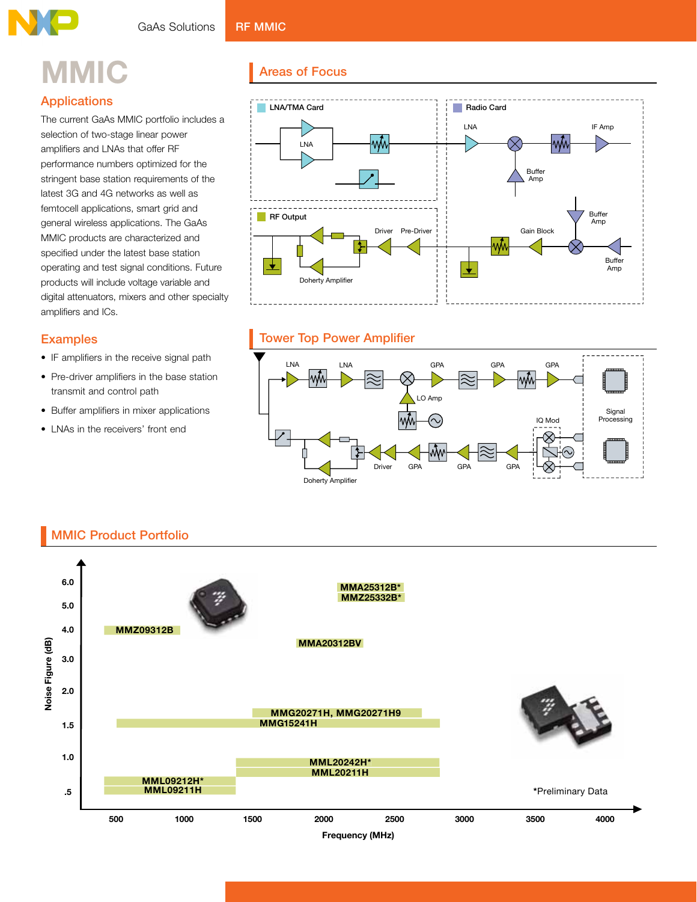# MMIC

## Applications

The current GaAs MMIC portfolio includes a selection of two-stage linear power amplifiers and LNAs that offer RF performance numbers optimized for the stringent base station requirements of the latest 3G and 4G networks as well as femtocell applications, smart grid and general wireless applications. The GaAs MMIC products are characterized and specified under the latest base station operating and test signal conditions. Future products will include voltage variable and digital attenuators, mixers and other specialty amplifiers and ICs.

## Examples

- IF amplifiers in the receive signal path
- Pre-driver amplifiers in the base station transmit and control path
- Buffer amplifiers in mixer applications
- LNAs in the receivers' front end

## Areas of Focus

LNA/TMA Card: LNA

Radio Card: LNA, IF Amp, Buffer Amp, Buffer Amp, Gain Block, Buffer Amp

RF Output: Driver, Pre-Driver, Doherty Amplifier

## Tower Top Power Amplifier

LNA, LNA, GPA, GPA, GPA, LO Amp, IQ Mod, Signal Processing, Driver, GPA, GPA, GPA, Doherty Amplifier

## MMIC Product Portfolio

Noise Figure (dB) vs. Frequency (MHz)

| Product | Noise Figure (dB) | Frequency (MHz) |
|---|---|---|
| MMA25312B* | 6.0 | ~2100–2550 |
| MMZ25332B* | ~5.5 | ~2100–2550 |
| MMZ09312B | 4.0 | ~400–1000 |
| MMA20312BV | ~3.5 | ~1800–2300 |
| MMG20271H, MMG20271H9 | ~1.5 | ~1500–2700 |
| MMG15241H | ~1.5 | ~500–2800 |
| MML20242H* | ~0.9 | ~1400–2800 |
| MML20211H | ~0.8 | ~1400–2800 |
| MML09212H* | ~0.6 | ~400–1400 |
| MML09211H | ~0.5 | ~400–1400 |

*Preliminary Data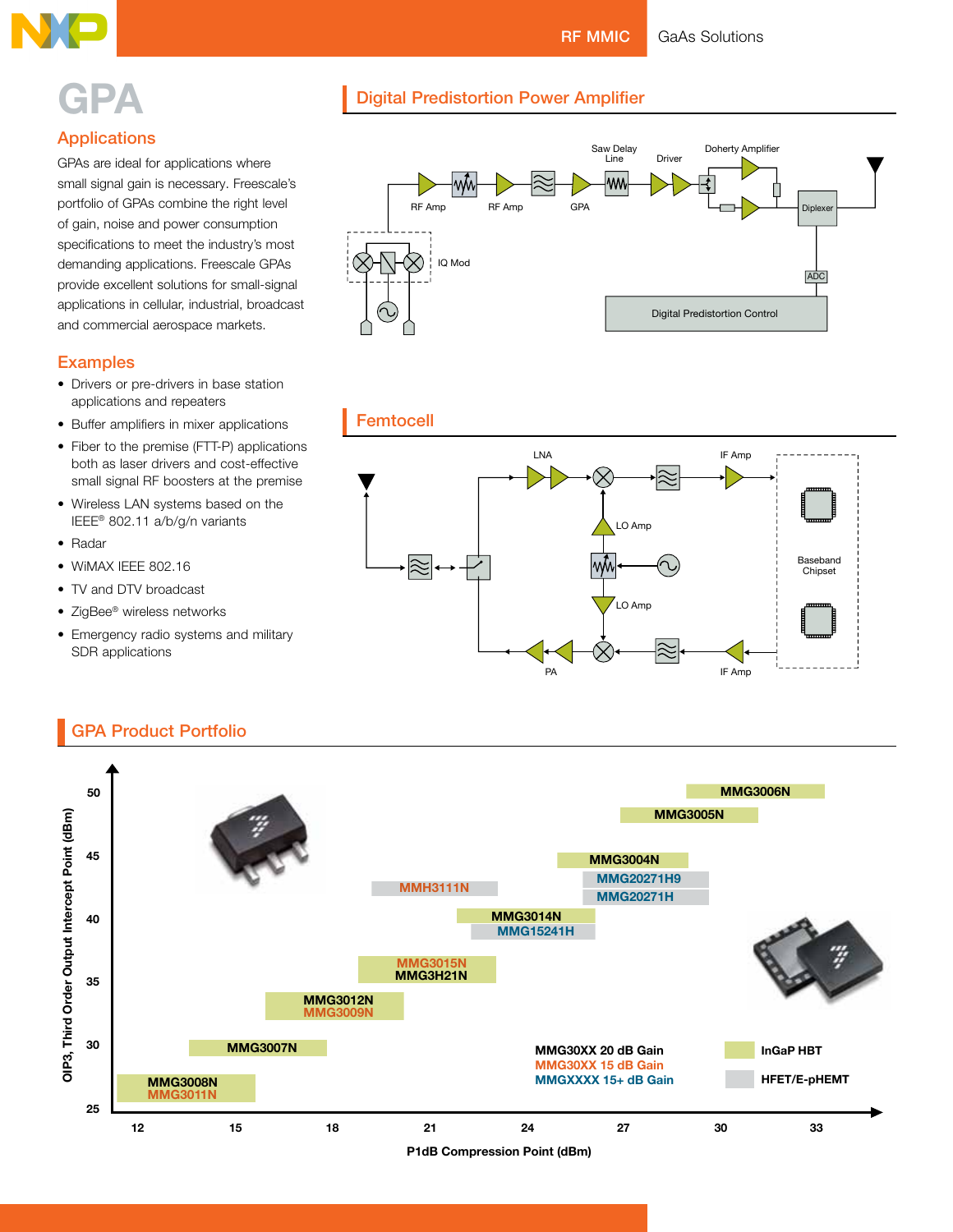# GPA

## Applications

GPAs are ideal for applications where small signal gain is necessary. Freescale's portfolio of GPAs combine the right level of gain, noise and power consumption specifications to meet the industry's most demanding applications. Freescale GPAs provide excellent solutions for small-signal applications in cellular, industrial, broadcast and commercial aerospace markets.

## Examples

- Drivers or pre-drivers in base station applications and repeaters
- Buffer amplifiers in mixer applications
- Fiber to the premise (FTT-P) applications both as laser drivers and cost-effective small signal RF boosters at the premise
- Wireless LAN systems based on the IEEE® 802.11 a/b/g/n variants
- Radar
- WiMAX IEEE 802.16
- TV and DTV broadcast
- ZigBee® wireless networks
- Emergency radio systems and military SDR applications

## Digital Predistortion Power Amplifier

RF Amp, RF Amp, Saw Delay Line, GPA, Driver, Doherty Amplifier, Diplexer, IQ Mod, ADC, Digital Predistortion Control

## Femtocell

LNA, IF Amp, LO Amp, LO Amp, Baseband Chipset, PA, IF Amp

## GPA Product Portfolio

OIP3, Third Order Output Intercept Point (dBm) vs. P1dB Compression Point (dBm)

| Product | Approx. P1dB range (dBm) | Approx. OIP3 (dBm) | Technology |
|---|---|---|---|
| MMG3006N | 29–33 | 50 | InGaP HBT |
| MMG3005N | 27–31 | 48 | InGaP HBT |
| MMG3004N | 25–29 | 45 | InGaP HBT |
| MMG20271H9 | 26–30 | 43.5 | HFET/E-pHEMT |
| MMG20271H | 26–30 | 42 | HFET/E-pHEMT |
| MMH3111N | 20–24 | 43 | HFET/E-pHEMT |
| MMG3014N | 22.5–27 | 40 | InGaP HBT |
| MMG15241H | 23–27 | 39 | HFET/E-pHEMT |
| MMG3015N / MMG3H21N | 19.5–23.5 | 36 | InGaP HBT |
| MMG3012N / MMG3009N | 16.5–20.5 | 33 | InGaP HBT |
| MMG3007N | 14–18 | 30 | InGaP HBT |
| MMG3008N / MMG3011N | 11.5–15.5 | 26 | InGaP HBT |

MMG30XX 20 dB Gain
MMG30XX 15 dB Gain
MMGXXXX 15+ dB Gain

InGaP HBT
HFET/E-pHEMT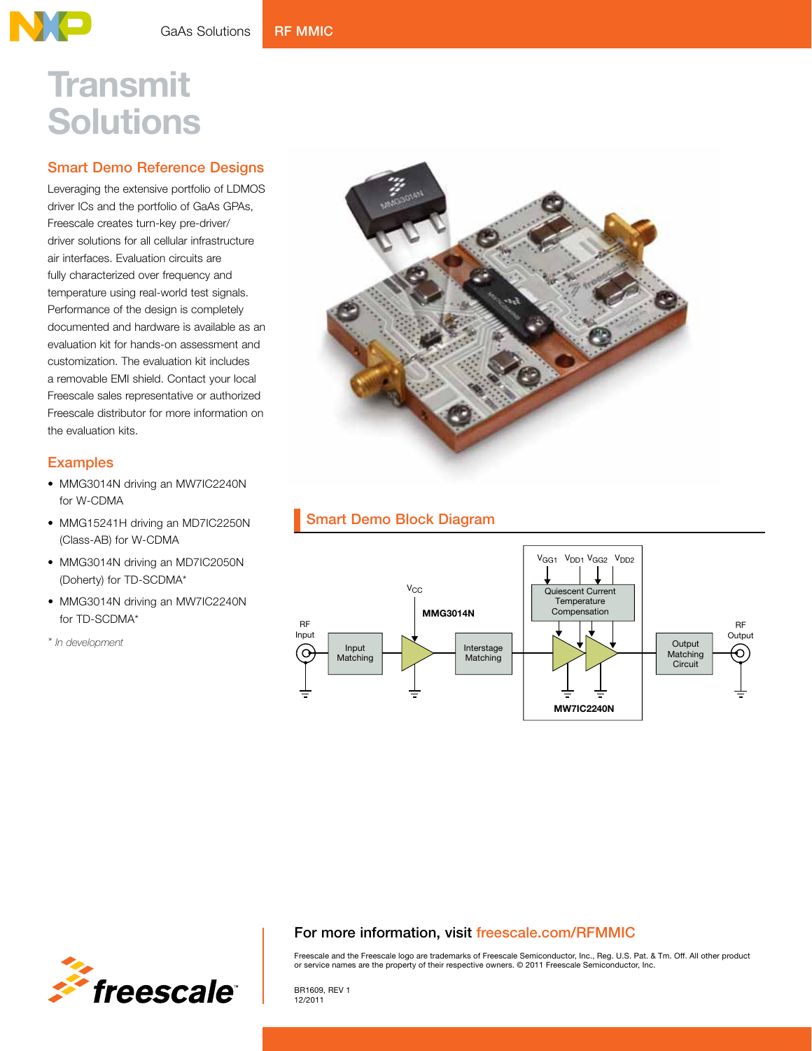# Transmit Solutions

## Smart Demo Reference Designs

Leveraging the extensive portfolio of LDMOS driver ICs and the portfolio of GaAs GPAs, Freescale creates turn-key pre-driver/driver solutions for all cellular infrastructure air interfaces. Evaluation circuits are fully characterized over frequency and temperature using real-world test signals. Performance of the design is completely documented and hardware is available as an evaluation kit for hands-on assessment and customization. The evaluation kit includes a removable EMI shield. Contact your local Freescale sales representative or authorized Freescale distributor for more information on the evaluation kits.

## Examples

- MMG3014N driving an MW7IC2240N for W-CDMA
- MMG15241H driving an MD7IC2250N (Class-AB) for W-CDMA
- MMG3014N driving an MD7IC2050N (Doherty) for TD-SCDMA*
- MMG3014N driving an MW7IC2240N for TD-SCDMA*

*\* In development*

## Smart Demo Block Diagram

RF Input

Input Matching

$V_{CC}$

MMG3014N

Interstage Matching

$V_{GG1}$ $V_{DD1}$ $V_{GG2}$ $V_{DD2}$

Quiescent Current Temperature Compensation

MW7IC2240N

Output Matching Circuit

RF Output

### For more information, visit freescale.com/RFMMIC

Freescale and the Freescale logo are trademarks of Freescale Semiconductor, Inc., Reg. U.S. Pat. & Tm. Off. All other product or service names are the property of their respective owners. © 2011 Freescale Semiconductor, Inc.

BR1609, REV 1
12/2011